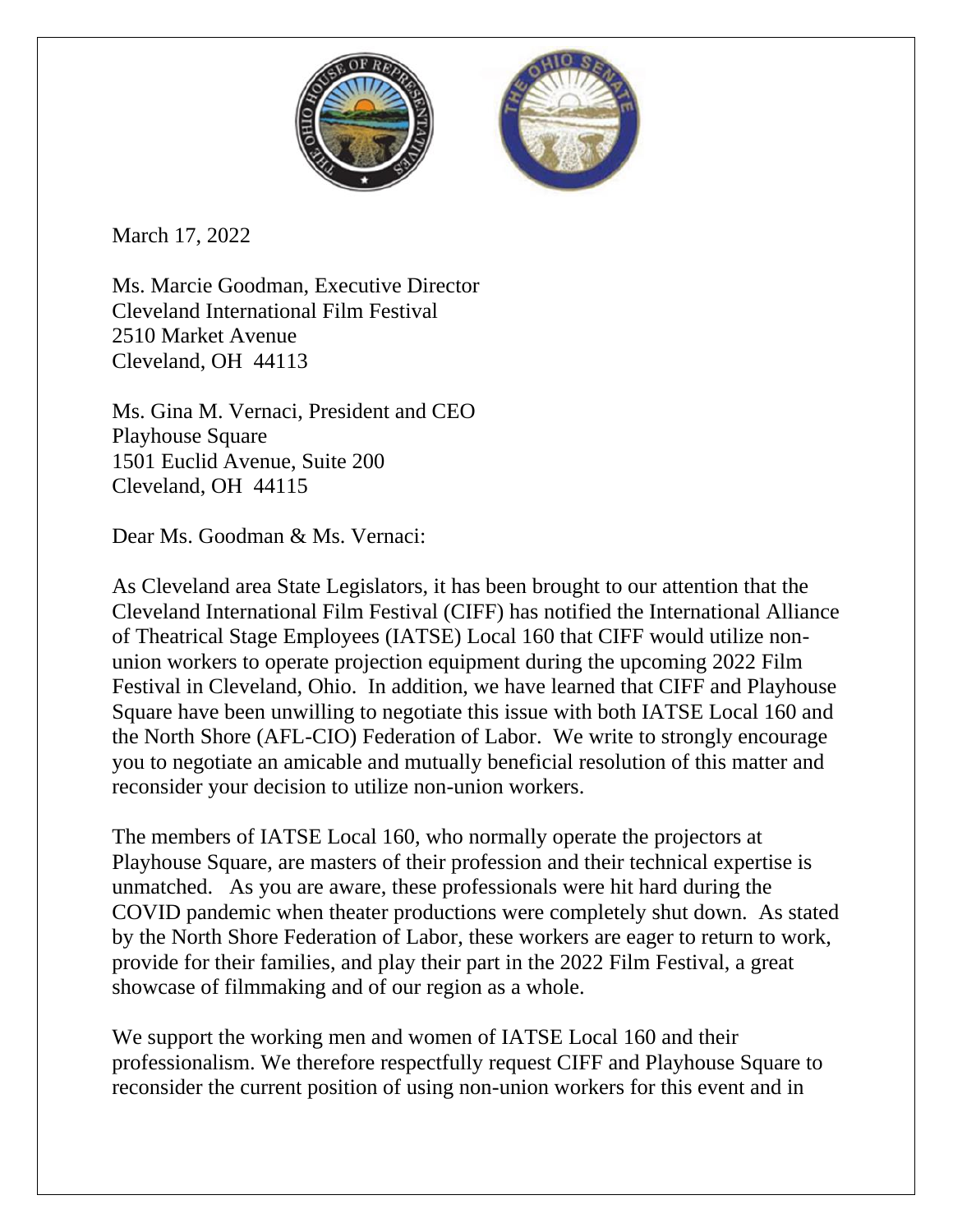March 17, 2022

Ms. Marcie Goodman, Executive Director
Cleveland International Film Festival
2510 Market Avenue
Cleveland, OH 44113

Ms. Gina M. Vernaci, President and CEO
Playhouse Square
1501 Euclid Avenue, Suite 200
Cleveland, OH 44115

Dear Ms. Goodman & Ms. Vernaci:

As Cleveland area State Legislators, it has been brought to our attention that the Cleveland International Film Festival (CIFF) has notified the International Alliance of Theatrical Stage Employees (IATSE) Local 160 that CIFF would utilize non-union workers to operate projection equipment during the upcoming 2022 Film Festival in Cleveland, Ohio. In addition, we have learned that CIFF and Playhouse Square have been unwilling to negotiate this issue with both IATSE Local 160 and the North Shore (AFL-CIO) Federation of Labor. We write to strongly encourage you to negotiate an amicable and mutually beneficial resolution of this matter and reconsider your decision to utilize non-union workers.

The members of IATSE Local 160, who normally operate the projectors at Playhouse Square, are masters of their profession and their technical expertise is unmatched. As you are aware, these professionals were hit hard during the COVID pandemic when theater productions were completely shut down. As stated by the North Shore Federation of Labor, these workers are eager to return to work, provide for their families, and play their part in the 2022 Film Festival, a great showcase of filmmaking and of our region as a whole.

We support the working men and women of IATSE Local 160 and their professionalism. We therefore respectfully request CIFF and Playhouse Square to reconsider the current position of using non-union workers for this event and in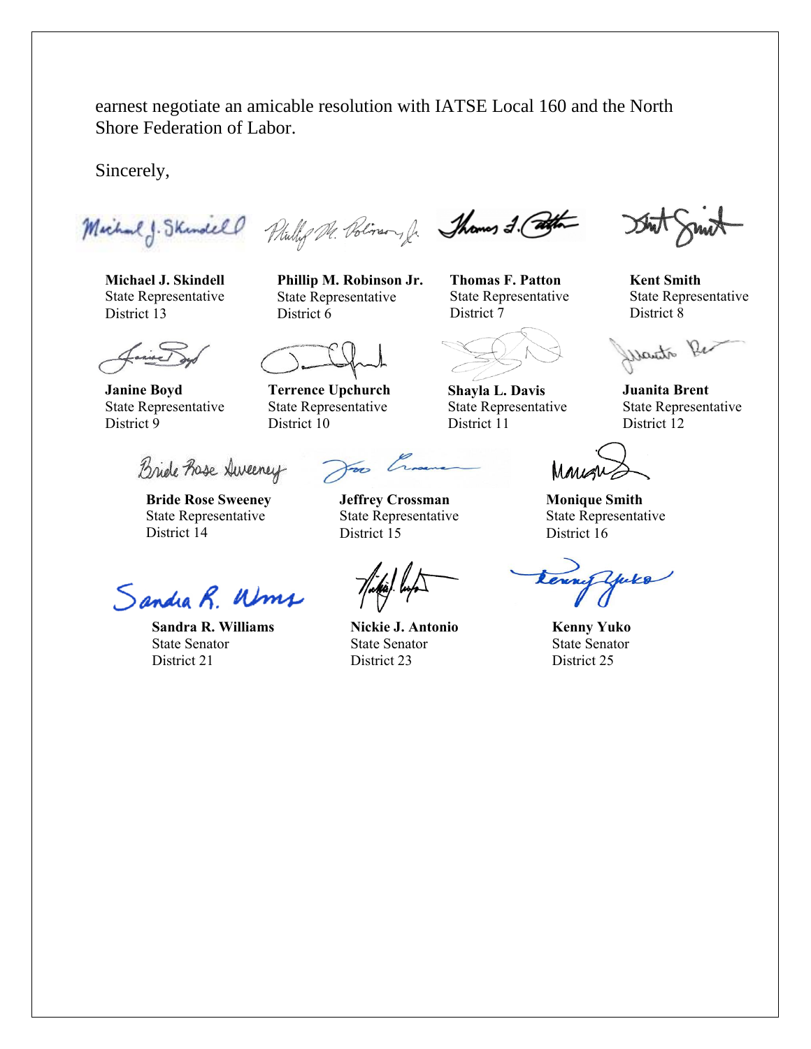earnest negotiate an amicable resolution with IATSE Local 160 and the North Shore Federation of Labor.

Sincerely,

**Michael J. Skindell**
State Representative
District 13

**Phillip M. Robinson Jr.**
State Representative
District 6

**Thomas F. Patton**
State Representative
District 7

**Kent Smith**
State Representative
District 8

**Janine Boyd**
State Representative
District 9

**Terrence Upchurch**
State Representative
District 10

**Shayla L. Davis**
State Representative
District 11

**Juanita Brent**
State Representative
District 12

**Bride Rose Sweeney**
State Representative
District 14

**Jeffrey Crossman**
State Representative
District 15

**Monique Smith**
State Representative
District 16

**Sandra R. Williams**
State Senator
District 21

**Nickie J. Antonio**
State Senator
District 23

**Kenny Yuko**
State Senator
District 25